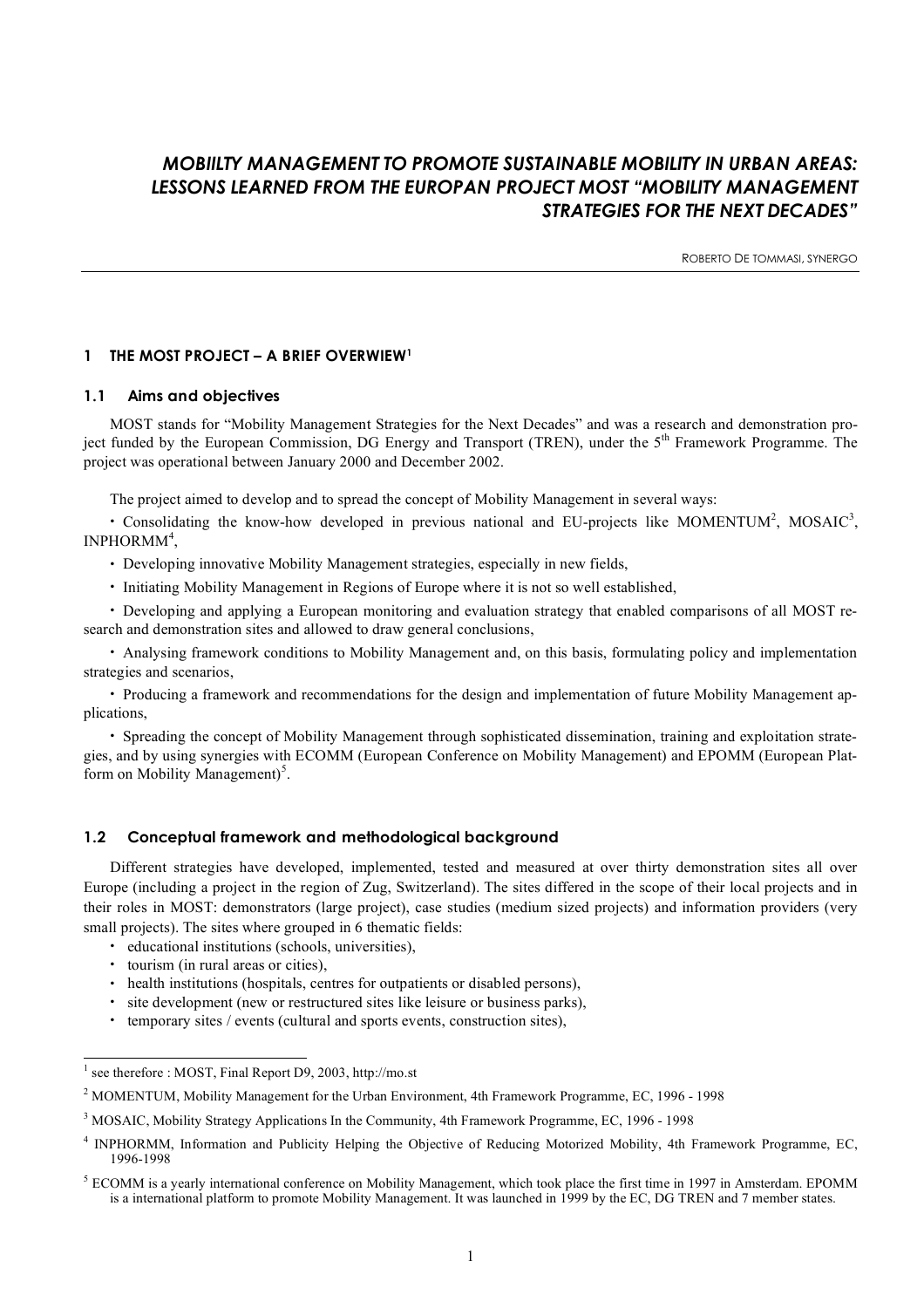# *MOBIILTY MANAGEMENT TO PROMOTE SUSTAINABLE MOBILITY IN URBAN AREAS: LESSONS LEARNED FROM THE EUROPAN PROJECT MOST "MOBILITY MANAGEMENT STRATEGIES FOR THE NEXT DECADES"*

ROBERTO DE TOMMASI, SYNERGO

## 1 THE MOST PROJECT – A BRIEF OVERWIEW[1]

### 1.1 Aims and objectives

MOST stands for "Mobility Management Strategies for the Next Decades" and was a research and demonstration project funded by the European Commission, DG Energy and Transport (TREN), under the 5th Framework Programme. The project was operational between January 2000 and December 2002.

The project aimed to develop and to spread the concept of Mobility Management in several ways:

- Consolidating the know-how developed in previous national and EU-projects like MOMENTUM[2], MOSAIC[3], INPHORMM[4],
- Developing innovative Mobility Management strategies, especially in new fields,
- Initiating Mobility Management in Regions of Europe where it is not so well established,
- Developing and applying a European monitoring and evaluation strategy that enabled comparisons of all MOST research and demonstration sites and allowed to draw general conclusions,
- Analysing framework conditions to Mobility Management and, on this basis, formulating policy and implementation strategies and scenarios,
- Producing a framework and recommendations for the design and implementation of future Mobility Management applications,
- Spreading the concept of Mobility Management through sophisticated dissemination, training and exploitation strategies, and by using synergies with ECOMM (European Conference on Mobility Management) and EPOMM (European Platform on Mobility Management)[5].

### 1.2 Conceptual framework and methodological background

Different strategies have developed, implemented, tested and measured at over thirty demonstration sites all over Europe (including a project in the region of Zug, Switzerland). The sites differed in the scope of their local projects and in their roles in MOST: demonstrators (large project), case studies (medium sized projects) and information providers (very small projects). The sites where grouped in 6 thematic fields:

- educational institutions (schools, universities),
- tourism (in rural areas or cities),
- health institutions (hospitals, centres for outpatients or disabled persons),
- site development (new or restructured sites like leisure or business parks),
- temporary sites / events (cultural and sports events, construction sites),

---

[1] see therefore : MOST, Final Report D9, 2003, http://mo.st

[2] MOMENTUM, Mobility Management for the Urban Environment, 4th Framework Programme, EC, 1996 - 1998

[3] MOSAIC, Mobility Strategy Applications In the Community, 4th Framework Programme, EC, 1996 - 1998

[4] INPHORMM, Information and Publicity Helping the Objective of Reducing Motorized Mobility, 4th Framework Programme, EC, 1996-1998

[5] ECOMM is a yearly international conference on Mobility Management, which took place the first time in 1997 in Amsterdam. EPOMM is a international platform to promote Mobility Management. It was launched in 1999 by the EC, DG TREN and 7 member states.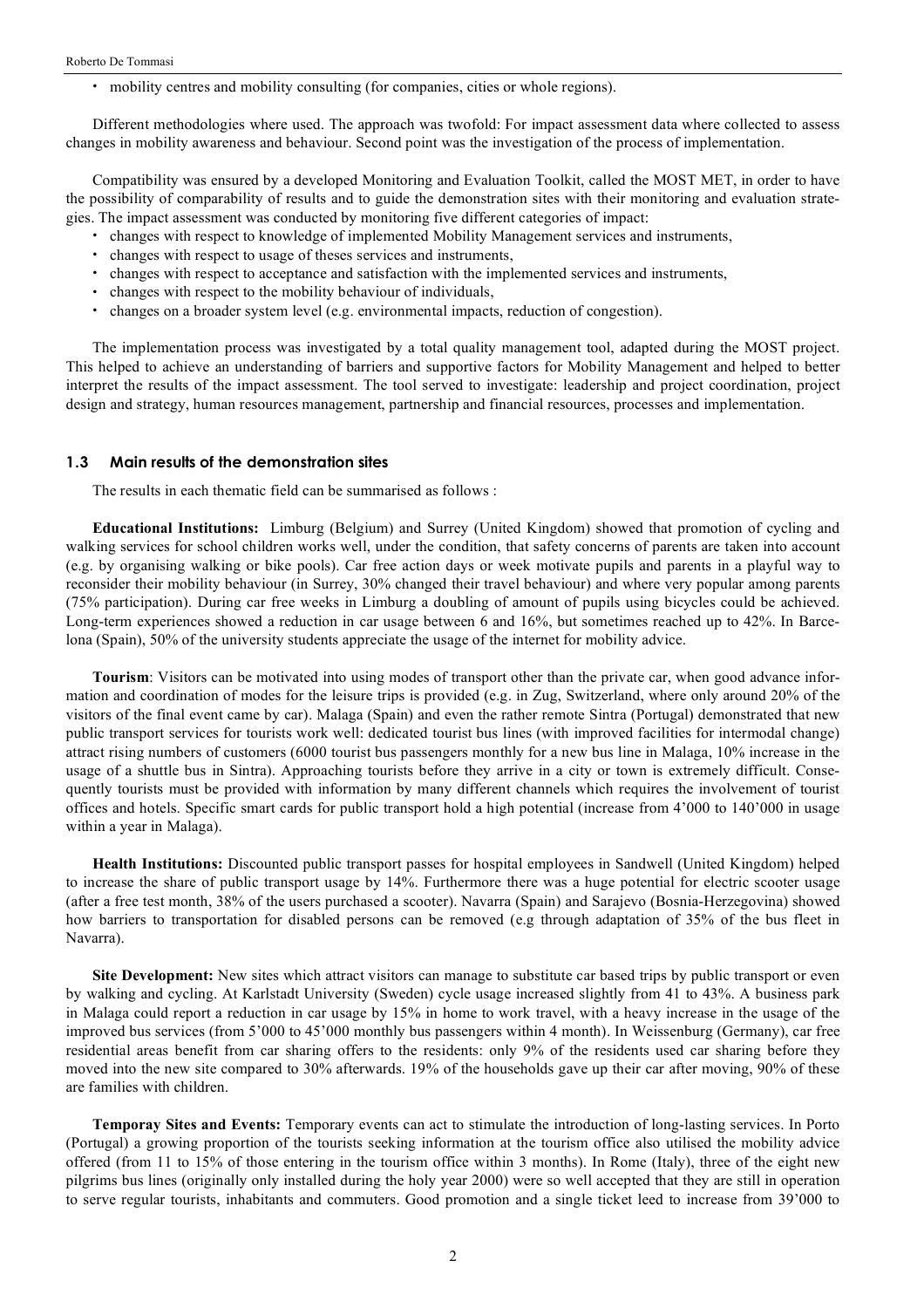- mobility centres and mobility consulting (for companies, cities or whole regions).

Different methodologies where used. The approach was twofold: For impact assessment data where collected to assess changes in mobility awareness and behaviour. Second point was the investigation of the process of implementation.

Compatibility was ensured by a developed Monitoring and Evaluation Toolkit, called the MOST MET, in order to have the possibility of comparability of results and to guide the demonstration sites with their monitoring and evaluation strategies. The impact assessment was conducted by monitoring five different categories of impact:

- changes with respect to knowledge of implemented Mobility Management services and instruments,
- changes with respect to usage of theses services and instruments,
- changes with respect to acceptance and satisfaction with the implemented services and instruments,
- changes with respect to the mobility behaviour of individuals,
- changes on a broader system level (e.g. environmental impacts, reduction of congestion).

The implementation process was investigated by a total quality management tool, adapted during the MOST project. This helped to achieve an understanding of barriers and supportive factors for Mobility Management and helped to better interpret the results of the impact assessment. The tool served to investigate: leadership and project coordination, project design and strategy, human resources management, partnership and financial resources, processes and implementation.

### 1.3 Main results of the demonstration sites

The results in each thematic field can be summarised as follows :

**Educational Institutions:** Limburg (Belgium) and Surrey (United Kingdom) showed that promotion of cycling and walking services for school children works well, under the condition, that safety concerns of parents are taken into account (e.g. by organising walking or bike pools). Car free action days or week motivate pupils and parents in a playful way to reconsider their mobility behaviour (in Surrey, 30% changed their travel behaviour) and where very popular among parents (75% participation). During car free weeks in Limburg a doubling of amount of pupils using bicycles could be achieved. Long-term experiences showed a reduction in car usage between 6 and 16%, but sometimes reached up to 42%. In Barcelona (Spain), 50% of the university students appreciate the usage of the internet for mobility advice.

**Tourism**: Visitors can be motivated into using modes of transport other than the private car, when good advance information and coordination of modes for the leisure trips is provided (e.g. in Zug, Switzerland, where only around 20% of the visitors of the final event came by car). Malaga (Spain) and even the rather remote Sintra (Portugal) demonstrated that new public transport services for tourists work well: dedicated tourist bus lines (with improved facilities for intermodal change) attract rising numbers of customers (6000 tourist bus passengers monthly for a new bus line in Malaga, 10% increase in the usage of a shuttle bus in Sintra). Approaching tourists before they arrive in a city or town is extremely difficult. Consequently tourists must be provided with information by many different channels which requires the involvement of tourist offices and hotels. Specific smart cards for public transport hold a high potential (increase from 4'000 to 140'000 in usage within a year in Malaga).

**Health Institutions:** Discounted public transport passes for hospital employees in Sandwell (United Kingdom) helped to increase the share of public transport usage by 14%. Furthermore there was a huge potential for electric scooter usage (after a free test month, 38% of the users purchased a scooter). Navarra (Spain) and Sarajevo (Bosnia-Herzegovina) showed how barriers to transportation for disabled persons can be removed (e.g through adaptation of 35% of the bus fleet in Navarra).

**Site Development:** New sites which attract visitors can manage to substitute car based trips by public transport or even by walking and cycling. At Karlstadt University (Sweden) cycle usage increased slightly from 41 to 43%. A business park in Malaga could report a reduction in car usage by 15% in home to work travel, with a heavy increase in the usage of the improved bus services (from 5'000 to 45'000 monthly bus passengers within 4 month). In Weissenburg (Germany), car free residential areas benefit from car sharing offers to the residents: only 9% of the residents used car sharing before they moved into the new site compared to 30% afterwards. 19% of the households gave up their car after moving, 90% of these are families with children.

**Temporay Sites and Events:** Temporary events can act to stimulate the introduction of long-lasting services. In Porto (Portugal) a growing proportion of the tourists seeking information at the tourism office also utilised the mobility advice offered (from 11 to 15% of those entering in the tourism office within 3 months). In Rome (Italy), three of the eight new pilgrims bus lines (originally only installed during the holy year 2000) were so well accepted that they are still in operation to serve regular tourists, inhabitants and commuters. Good promotion and a single ticket leed to increase from 39'000 to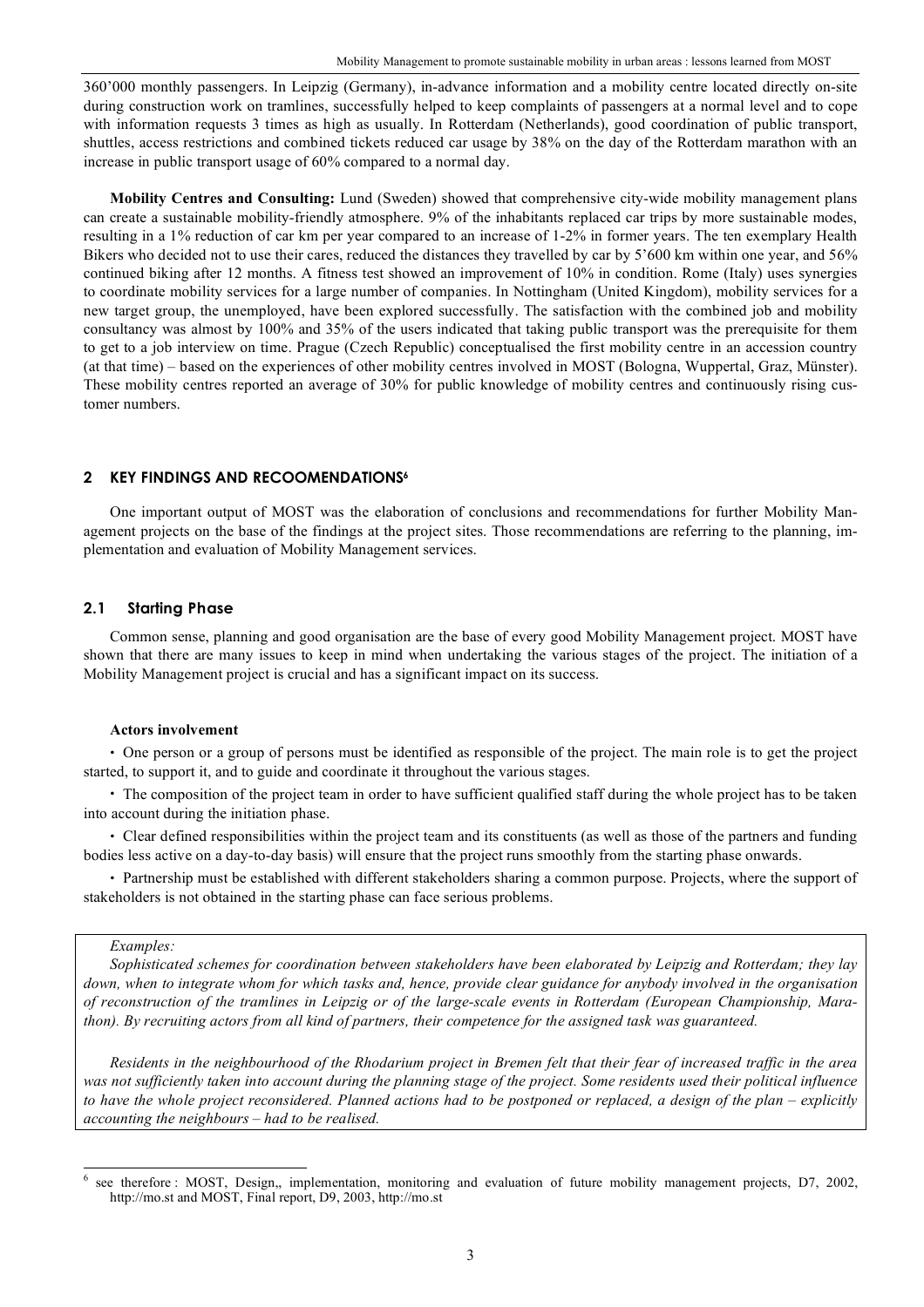360'000 monthly passengers. In Leipzig (Germany), in-advance information and a mobility centre located directly on-site during construction work on tramlines, successfully helped to keep complaints of passengers at a normal level and to cope with information requests 3 times as high as usually. In Rotterdam (Netherlands), good coordination of public transport, shuttles, access restrictions and combined tickets reduced car usage by 38% on the day of the Rotterdam marathon with an increase in public transport usage of 60% compared to a normal day.

**Mobility Centres and Consulting:** Lund (Sweden) showed that comprehensive city-wide mobility management plans can create a sustainable mobility-friendly atmosphere. 9% of the inhabitants replaced car trips by more sustainable modes, resulting in a 1% reduction of car km per year compared to an increase of 1-2% in former years. The ten exemplary Health Bikers who decided not to use their cares, reduced the distances they travelled by car by 5'600 km within one year, and 56% continued biking after 12 months. A fitness test showed an improvement of 10% in condition. Rome (Italy) uses synergies to coordinate mobility services for a large number of companies. In Nottingham (United Kingdom), mobility services for a new target group, the unemployed, have been explored successfully. The satisfaction with the combined job and mobility consultancy was almost by 100% and 35% of the users indicated that taking public transport was the prerequisite for them to get to a job interview on time. Prague (Czech Republic) conceptualised the first mobility centre in an accession country (at that time) – based on the experiences of other mobility centres involved in MOST (Bologna, Wuppertal, Graz, Münster). These mobility centres reported an average of 30% for public knowledge of mobility centres and continuously rising customer numbers.

## 2 KEY FINDINGS AND RECOOMENDATIONS[6]

One important output of MOST was the elaboration of conclusions and recommendations for further Mobility Management projects on the base of the findings at the project sites. Those recommendations are referring to the planning, implementation and evaluation of Mobility Management services.

### 2.1 Starting Phase

Common sense, planning and good organisation are the base of every good Mobility Management project. MOST have shown that there are many issues to keep in mind when undertaking the various stages of the project. The initiation of a Mobility Management project is crucial and has a significant impact on its success.

#### Actors involvement

- One person or a group of persons must be identified as responsible of the project. The main role is to get the project started, to support it, and to guide and coordinate it throughout the various stages.
- The composition of the project team in order to have sufficient qualified staff during the whole project has to be taken into account during the initiation phase.
- Clear defined responsibilities within the project team and its constituents (as well as those of the partners and funding bodies less active on a day-to-day basis) will ensure that the project runs smoothly from the starting phase onwards.
- Partnership must be established with different stakeholders sharing a common purpose. Projects, where the support of stakeholders is not obtained in the starting phase can face serious problems.

> *Examples:*
>
> *Sophisticated schemes for coordination between stakeholders have been elaborated by Leipzig and Rotterdam; they lay down, when to integrate whom for which tasks and, hence, provide clear guidance for anybody involved in the organisation of reconstruction of the tramlines in Leipzig or of the large-scale events in Rotterdam (European Championship, Marathon). By recruiting actors from all kind of partners, their competence for the assigned task was guaranteed.*
>
> *Residents in the neighbourhood of the Rhodarium project in Bremen felt that their fear of increased traffic in the area was not sufficiently taken into account during the planning stage of the project. Some residents used their political influence to have the whole project reconsidered. Planned actions had to be postponed or replaced, a design of the plan – explicitly accounting the neighbours – had to be realised.*

[6] see therefore : MOST, Design,, implementation, monitoring and evaluation of future mobility management projects, D7, 2002, http://mo.st and MOST, Final report, D9, 2003, http://mo.st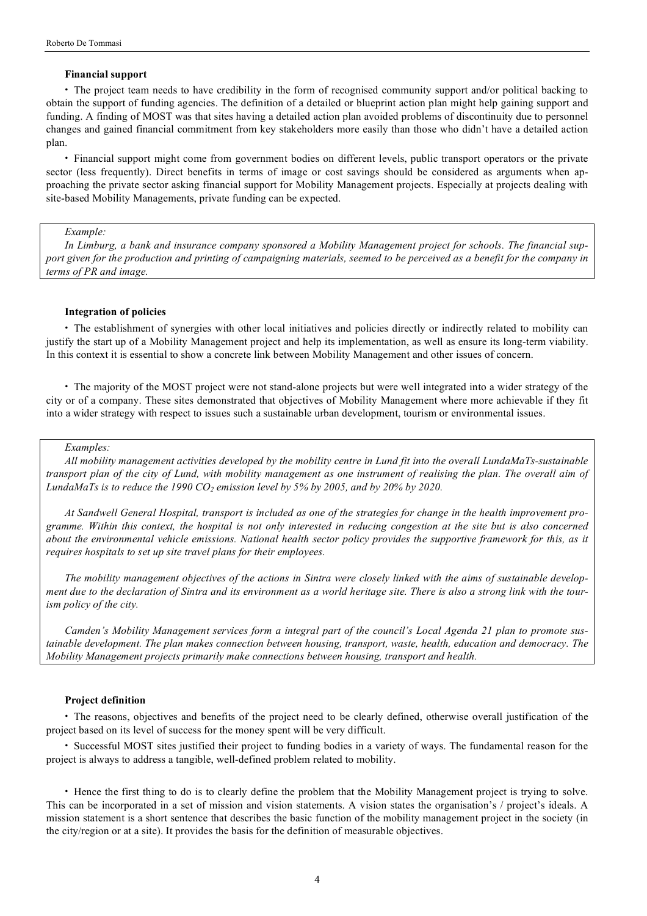### Financial support

- The project team needs to have credibility in the form of recognised community support and/or political backing to obtain the support of funding agencies. The definition of a detailed or blueprint action plan might help gaining support and funding. A finding of MOST was that sites having a detailed action plan avoided problems of discontinuity due to personnel changes and gained financial commitment from key stakeholders more easily than those who didn't have a detailed action plan.

- Financial support might come from government bodies on different levels, public transport operators or the private sector (less frequently). Direct benefits in terms of image or cost savings should be considered as arguments when approaching the private sector asking financial support for Mobility Management projects. Especially at projects dealing with site-based Mobility Managements, private funding can be expected.

> *Example:*
>
> *In Limburg, a bank and insurance company sponsored a Mobility Management project for schools. The financial support given for the production and printing of campaigning materials, seemed to be perceived as a benefit for the company in terms of PR and image.*

### Integration of policies

- The establishment of synergies with other local initiatives and policies directly or indirectly related to mobility can justify the start up of a Mobility Management project and help its implementation, as well as ensure its long-term viability. In this context it is essential to show a concrete link between Mobility Management and other issues of concern.

- The majority of the MOST project were not stand-alone projects but were well integrated into a wider strategy of the city or of a company. These sites demonstrated that objectives of Mobility Management where more achievable if they fit into a wider strategy with respect to issues such a sustainable urban development, tourism or environmental issues.

> *Examples:*
>
> *All mobility management activities developed by the mobility centre in Lund fit into the overall LundaMaTs-sustainable transport plan of the city of Lund, with mobility management as one instrument of realising the plan. The overall aim of LundaMaTs is to reduce the 1990 $CO_2$ emission level by 5% by 2005, and by 20% by 2020.*
>
> *At Sandwell General Hospital, transport is included as one of the strategies for change in the health improvement programme. Within this context, the hospital is not only interested in reducing congestion at the site but is also concerned about the environmental vehicle emissions. National health sector policy provides the supportive framework for this, as it requires hospitals to set up site travel plans for their employees.*
>
> *The mobility management objectives of the actions in Sintra were closely linked with the aims of sustainable development due to the declaration of Sintra and its environment as a world heritage site. There is also a strong link with the tourism policy of the city.*
>
> *Camden's Mobility Management services form a integral part of the council's Local Agenda 21 plan to promote sustainable development. The plan makes connection between housing, transport, waste, health, education and democracy. The Mobility Management projects primarily make connections between housing, transport and health.*

### Project definition

- The reasons, objectives and benefits of the project need to be clearly defined, otherwise overall justification of the project based on its level of success for the money spent will be very difficult.

- Successful MOST sites justified their project to funding bodies in a variety of ways. The fundamental reason for the project is always to address a tangible, well-defined problem related to mobility.

- Hence the first thing to do is to clearly define the problem that the Mobility Management project is trying to solve. This can be incorporated in a set of mission and vision statements. A vision states the organisation's / project's ideals. A mission statement is a short sentence that describes the basic function of the mobility management project in the society (in the city/region or at a site). It provides the basis for the definition of measurable objectives.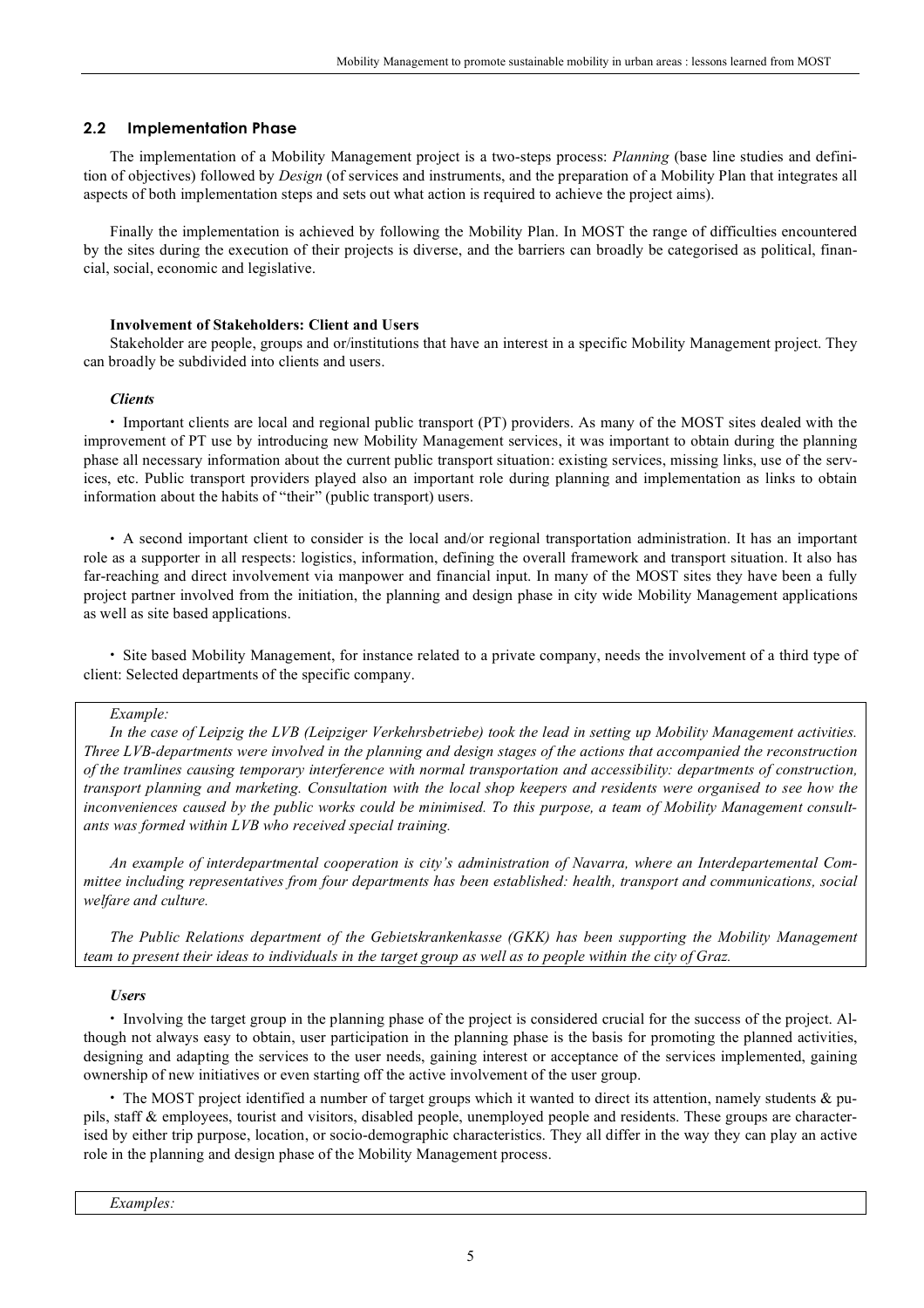## 2.2 Implementation Phase

The implementation of a Mobility Management project is a two-steps process: *Planning* (base line studies and definition of objectives) followed by *Design* (of services and instruments, and the preparation of a Mobility Plan that integrates all aspects of both implementation steps and sets out what action is required to achieve the project aims).

Finally the implementation is achieved by following the Mobility Plan. In MOST the range of difficulties encountered by the sites during the execution of their projects is diverse, and the barriers can broadly be categorised as political, financial, social, economic and legislative.

**Involvement of Stakeholders: Client and Users**

Stakeholder are people, groups and or/institutions that have an interest in a specific Mobility Management project. They can broadly be subdivided into clients and users.

***Clients***

- Important clients are local and regional public transport (PT) providers. As many of the MOST sites dealt with the improvement of PT use by introducing new Mobility Management services, it was important to obtain during the planning phase all necessary information about the current public transport situation: existing services, missing links, use of the services, etc. Public transport providers played also an important role during planning and implementation as links to obtain information about the habits of "their" (public transport) users.

- A second important client to consider is the local and/or regional transportation administration. It has an important role as a supporter in all respects: logistics, information, defining the overall framework and transport situation. It also has far-reaching and direct involvement via manpower and financial input. In many of the MOST sites they have been a fully project partner involved from the initiation, the planning and design phase in city wide Mobility Management applications as well as site based applications.

- Site based Mobility Management, for instance related to a private company, needs the involvement of a third type of client: Selected departments of the specific company.

> *Example:*
>
> *In the case of Leipzig the LVB (Leipziger Verkehrsbetriebe) took the lead in setting up Mobility Management activities. Three LVB-departments were involved in the planning and design stages of the actions that accompanied the reconstruction of the tramlines causing temporary interference with normal transportation and accessibility: departments of construction, transport planning and marketing. Consultation with the local shop keepers and residents were organised to see how the inconveniences caused by the public works could be minimised. To this purpose, a team of Mobility Management consultants was formed within LVB who received special training.*
>
> *An example of interdepartmental cooperation is city's administration of Navarra, where an Interdepartemental Committee including representatives from four departments has been established: health, transport and communications, social welfare and culture.*
>
> *The Public Relations department of the Gebietskrankenkasse (GKK) has been supporting the Mobility Management team to present their ideas to individuals in the target group as well as to people within the city of Graz.*

***Users***

- Involving the target group in the planning phase of the project is considered crucial for the success of the project. Although not always easy to obtain, user participation in the planning phase is the basis for promoting the planned activities, designing and adapting the services to the user needs, gaining interest or acceptance of the services implemented, gaining ownership of new initiatives or even starting off the active involvement of the user group.

- The MOST project identified a number of target groups which it wanted to direct its attention, namely students & pupils, staff & employees, tourist and visitors, disabled people, unemployed people and residents. These groups are characterised by either trip purpose, location, or socio-demographic characteristics. They all differ in the way they can play an active role in the planning and design phase of the Mobility Management process.

> *Examples:*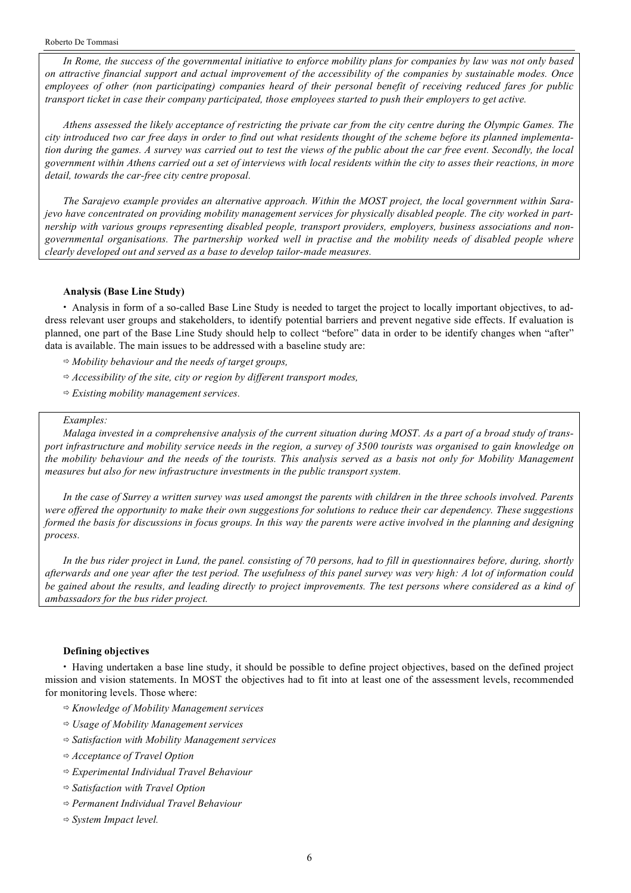*In Rome, the success of the governmental initiative to enforce mobility plans for companies by law was not only based on attractive financial support and actual improvement of the accessibility of the companies by sustainable modes. Once employees of other (non participating) companies heard of their personal benefit of receiving reduced fares for public transport ticket in case their company participated, those employees started to push their employers to get active.*

*Athens assessed the likely acceptance of restricting the private car from the city centre during the Olympic Games. The city introduced two car free days in order to find out what residents thought of the scheme before its planned implementation during the games. A survey was carried out to test the views of the public about the car free event. Secondly, the local government within Athens carried out a set of interviews with local residents within the city to asses their reactions, in more detail, towards the car-free city centre proposal.*

*The Sarajevo example provides an alternative approach. Within the MOST project, the local government within Sarajevo have concentrated on providing mobility management services for physically disabled people. The city worked in partnership with various groups representing disabled people, transport providers, employers, business associations and non-governmental organisations. The partnership worked well in practise and the mobility needs of disabled people where clearly developed out and served as a base to develop tailor-made measures.*

#### Analysis (Base Line Study)

- Analysis in form of a so-called Base Line Study is needed to target the project to locally important objectives, to address relevant user groups and stakeholders, to identify potential barriers and prevent negative side effects. If evaluation is planned, one part of the Base Line Study should help to collect "before" data in order to be identify changes when "after" data is available. The main issues to be addressed with a baseline study are:
  - ⇨ *Mobility behaviour and the needs of target groups,*
  - ⇨ *Accessibility of the site, city or region by different transport modes,*
  - ⇨ *Existing mobility management services.*

*Examples:*

*Malaga invested in a comprehensive analysis of the current situation during MOST. As a part of a broad study of transport infrastructure and mobility service needs in the region, a survey of 3500 tourists was organised to gain knowledge on the mobility behaviour and the needs of the tourists. This analysis served as a basis not only for Mobility Management measures but also for new infrastructure investments in the public transport system.*

*In the case of Surrey a written survey was used amongst the parents with children in the three schools involved. Parents were offered the opportunity to make their own suggestions for solutions to reduce their car dependency. These suggestions formed the basis for discussions in focus groups. In this way the parents were active involved in the planning and designing process.*

*In the bus rider project in Lund, the panel. consisting of 70 persons, had to fill in questionnaires before, during, shortly afterwards and one year after the test period. The usefulness of this panel survey was very high: A lot of information could be gained about the results, and leading directly to project improvements. The test persons where considered as a kind of ambassadors for the bus rider project.*

#### Defining objectives

- Having undertaken a base line study, it should be possible to define project objectives, based on the defined project mission and vision statements. In MOST the objectives had to fit into at least one of the assessment levels, recommended for monitoring levels. Those where:
  - ⇨ *Knowledge of Mobility Management services*
  - ⇨ *Usage of Mobility Management services*
  - ⇨ *Satisfaction with Mobility Management services*
  - ⇨ *Acceptance of Travel Option*
  - ⇨ *Experimental Individual Travel Behaviour*
  - ⇨ *Satisfaction with Travel Option*
  - ⇨ *Permanent Individual Travel Behaviour*
  - ⇨ *System Impact level.*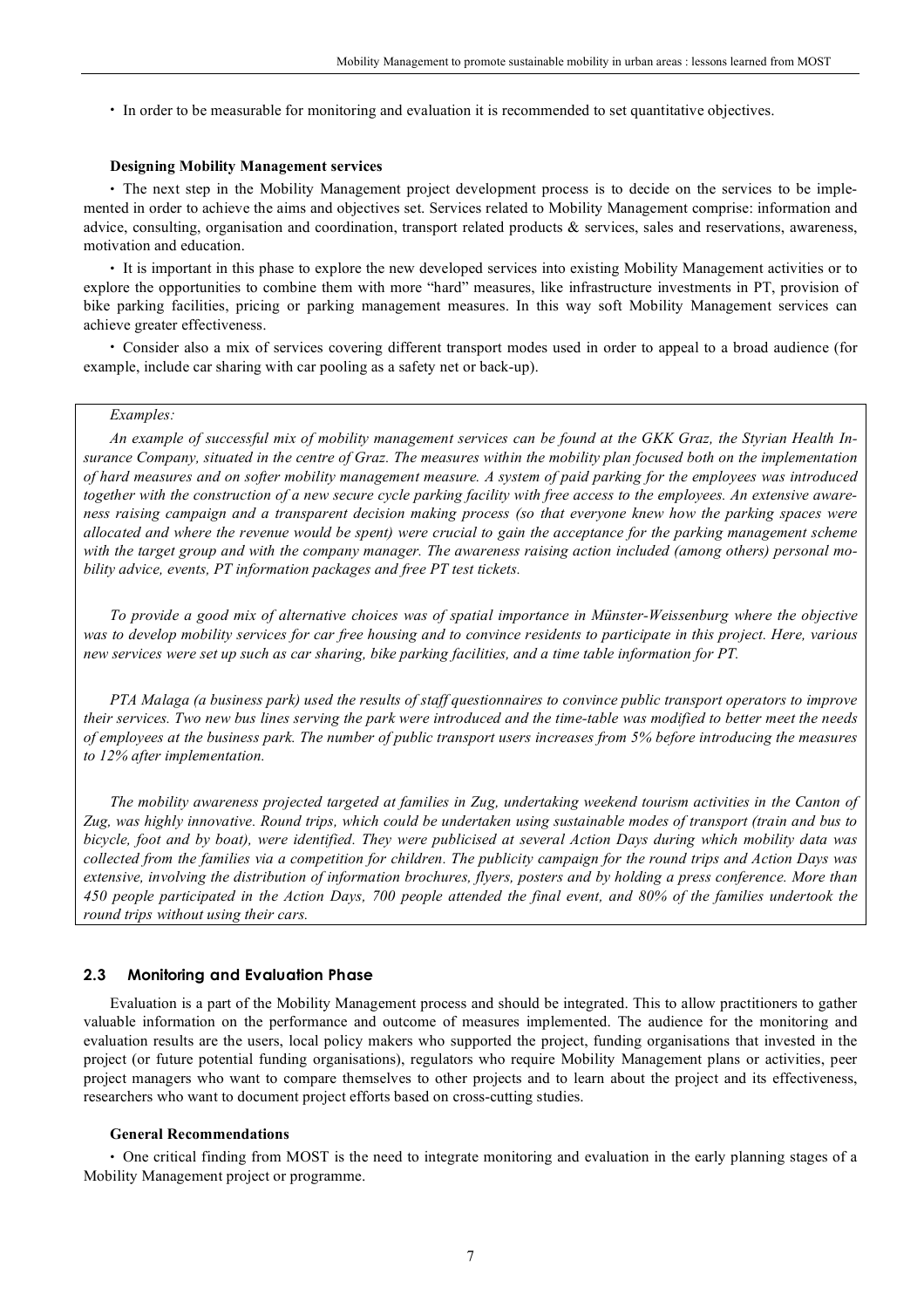- In order to be measurable for monitoring and evaluation it is recommended to set quantitative objectives.

**Designing Mobility Management services**

- The next step in the Mobility Management project development process is to decide on the services to be implemented in order to achieve the aims and objectives set. Services related to Mobility Management comprise: information and advice, consulting, organisation and coordination, transport related products & services, sales and reservations, awareness, motivation and education.
- It is important in this phase to explore the new developed services into existing Mobility Management activities or to explore the opportunities to combine them with more "hard" measures, like infrastructure investments in PT, provision of bike parking facilities, pricing or parking management measures. In this way soft Mobility Management services can achieve greater effectiveness.
- Consider also a mix of services covering different transport modes used in order to appeal to a broad audience (for example, include car sharing with car pooling as a safety net or back-up).

*Examples:*

*An example of successful mix of mobility management services can be found at the GKK Graz, the Styrian Health Insurance Company, situated in the centre of Graz. The measures within the mobility plan focused both on the implementation of hard measures and on softer mobility management measure. A system of paid parking for the employees was introduced together with the construction of a new secure cycle parking facility with free access to the employees. An extensive awareness raising campaign and a transparent decision making process (so that everyone knew how the parking spaces were allocated and where the revenue would be spent) were crucial to gain the acceptance for the parking management scheme with the target group and with the company manager. The awareness raising action included (among others) personal mobility advice, events, PT information packages and free PT test tickets.*

*To provide a good mix of alternative choices was of spatial importance in Münster-Weissenburg where the objective was to develop mobility services for car free housing and to convince residents to participate in this project. Here, various new services were set up such as car sharing, bike parking facilities, and a time table information for PT.*

*PTA Malaga (a business park) used the results of staff questionnaires to convince public transport operators to improve their services. Two new bus lines serving the park were introduced and the time-table was modified to better meet the needs of employees at the business park. The number of public transport users increases from 5% before introducing the measures to 12% after implementation.*

*The mobility awareness projected targeted at families in Zug, undertaking weekend tourism activities in the Canton of Zug, was highly innovative. Round trips, which could be undertaken using sustainable modes of transport (train and bus to bicycle, foot and by boat), were identified. They were publicised at several Action Days during which mobility data was collected from the families via a competition for children. The publicity campaign for the round trips and Action Days was extensive, involving the distribution of information brochures, flyers, posters and by holding a press conference. More than 450 people participated in the Action Days, 700 people attended the final event, and 80% of the families undertook the round trips without using their cars.*

## 2.3 Monitoring and Evaluation Phase

Evaluation is a part of the Mobility Management process and should be integrated. This to allow practitioners to gather valuable information on the performance and outcome of measures implemented. The audience for the monitoring and evaluation results are the users, local policy makers who supported the project, funding organisations that invested in the project (or future potential funding organisations), regulators who require Mobility Management plans or activities, peer project managers who want to compare themselves to other projects and to learn about the project and its effectiveness, researchers who want to document project efforts based on cross-cutting studies.

**General Recommendations**

- One critical finding from MOST is the need to integrate monitoring and evaluation in the early planning stages of a Mobility Management project or programme.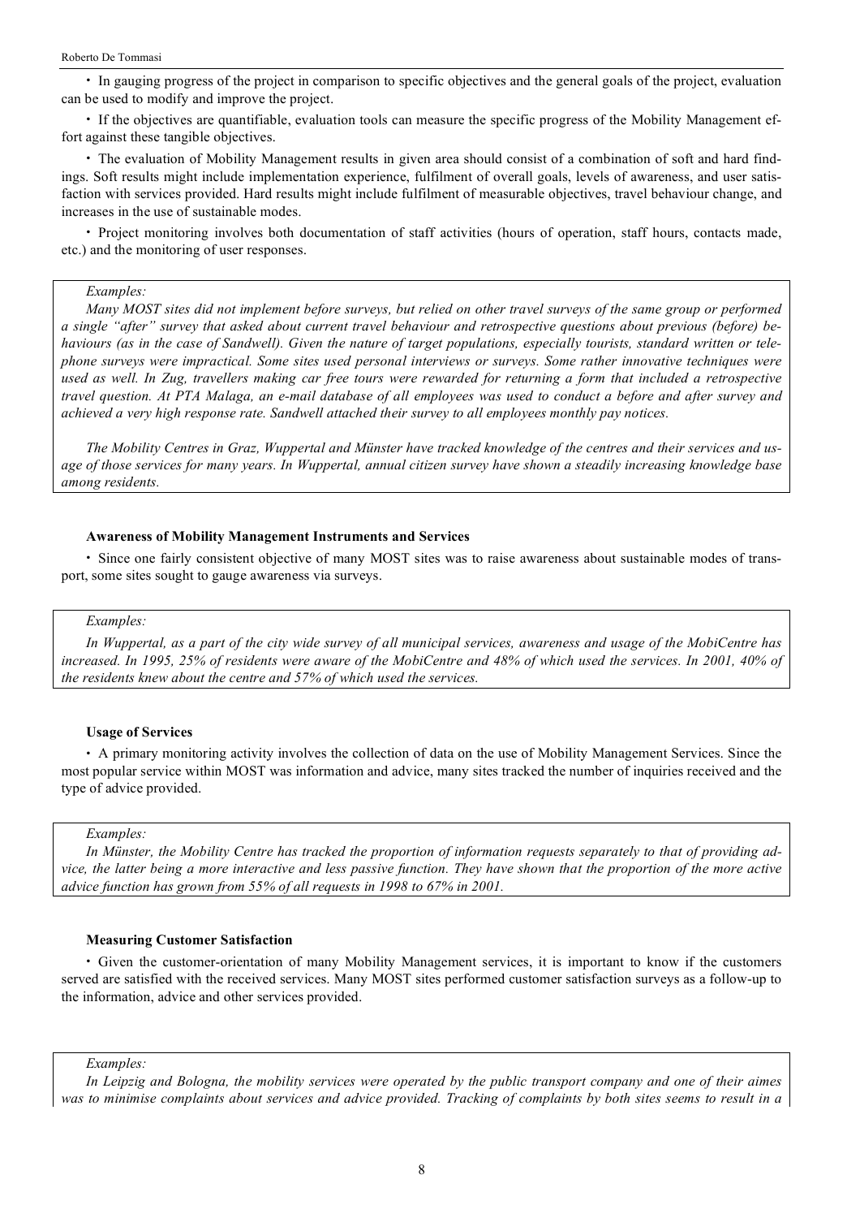- In gauging progress of the project in comparison to specific objectives and the general goals of the project, evaluation can be used to modify and improve the project.
- If the objectives are quantifiable, evaluation tools can measure the specific progress of the Mobility Management effort against these tangible objectives.
- The evaluation of Mobility Management results in given area should consist of a combination of soft and hard findings. Soft results might include implementation experience, fulfilment of overall goals, levels of awareness, and user satisfaction with services provided. Hard results might include fulfilment of measurable objectives, travel behaviour change, and increases in the use of sustainable modes.
- Project monitoring involves both documentation of staff activities (hours of operation, staff hours, contacts made, etc.) and the monitoring of user responses.

> *Examples:*
>
> *Many MOST sites did not implement before surveys, but relied on other travel surveys of the same group or performed a single "after" survey that asked about current travel behaviour and retrospective questions about previous (before) behaviours (as in the case of Sandwell). Given the nature of target populations, especially tourists, standard written or telephone surveys were impractical. Some sites used personal interviews or surveys. Some rather innovative techniques were used as well. In Zug, travellers making car free tours were rewarded for returning a form that included a retrospective travel question. At PTA Malaga, an e-mail database of all employees was used to conduct a before and after survey and achieved a very high response rate. Sandwell attached their survey to all employees monthly pay notices.*
>
> *The Mobility Centres in Graz, Wuppertal and Münster have tracked knowledge of the centres and their services and usage of those services for many years. In Wuppertal, annual citizen survey have shown a steadily increasing knowledge base among residents.*

**Awareness of Mobility Management Instruments and Services**

- Since one fairly consistent objective of many MOST sites was to raise awareness about sustainable modes of transport, some sites sought to gauge awareness via surveys.

> *Examples:*
>
> *In Wuppertal, as a part of the city wide survey of all municipal services, awareness and usage of the MobiCentre has increased. In 1995, 25% of residents were aware of the MobiCentre and 48% of which used the services. In 2001, 40% of the residents knew about the centre and 57% of which used the services.*

**Usage of Services**

- A primary monitoring activity involves the collection of data on the use of Mobility Management Services. Since the most popular service within MOST was information and advice, many sites tracked the number of inquiries received and the type of advice provided.

> *Examples:*
>
> *In Münster, the Mobility Centre has tracked the proportion of information requests separately to that of providing advice, the latter being a more interactive and less passive function. They have shown that the proportion of the more active advice function has grown from 55% of all requests in 1998 to 67% in 2001.*

**Measuring Customer Satisfaction**

- Given the customer-orientation of many Mobility Management services, it is important to know if the customers served are satisfied with the received services. Many MOST sites performed customer satisfaction surveys as a follow-up to the information, advice and other services provided.

> *Examples:*
>
> *In Leipzig and Bologna, the mobility services were operated by the public transport company and one of their aimes was to minimise complaints about services and advice provided. Tracking of complaints by both sites seems to result in a*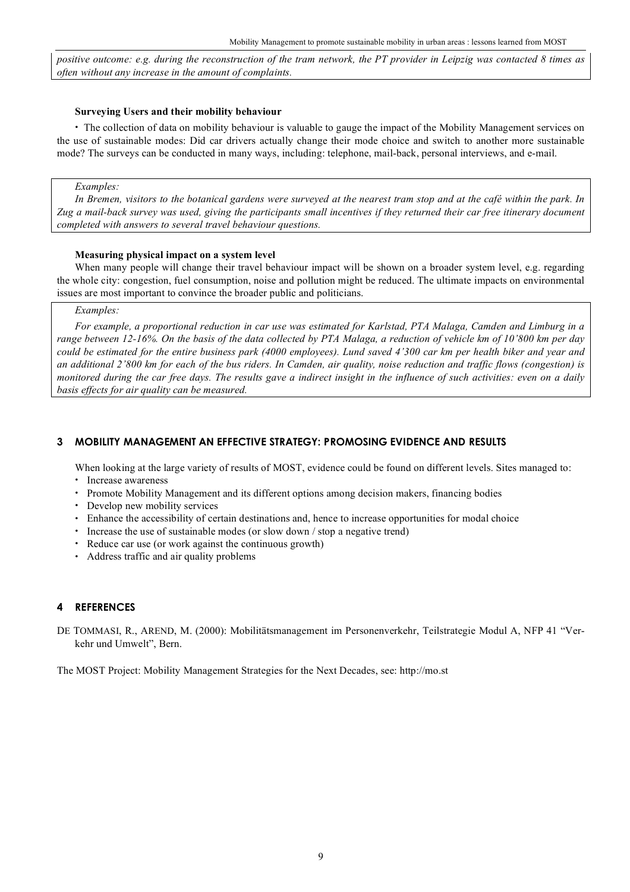*positive outcome: e.g. during the reconstruction of the tram network, the PT provider in Leipzig was contacted 8 times as often without any increase in the amount of complaints.*

#### Surveying Users and their mobility behaviour

- The collection of data on mobility behaviour is valuable to gauge the impact of the Mobility Management services on the use of sustainable modes: Did car drivers actually change their mode choice and switch to another more sustainable mode? The surveys can be conducted in many ways, including: telephone, mail-back, personal interviews, and e-mail.

*Examples:*

*In Bremen, visitors to the botanical gardens were surveyed at the nearest tram stop and at the café within the park. In Zug a mail-back survey was used, giving the participants small incentives if they returned their car free itinerary document completed with answers to several travel behaviour questions.*

#### Measuring physical impact on a system level

When many people will change their travel behaviour impact will be shown on a broader system level, e.g. regarding the whole city: congestion, fuel consumption, noise and pollution might be reduced. The ultimate impacts on environmental issues are most important to convince the broader public and politicians.

*Examples:*

*For example, a proportional reduction in car use was estimated for Karlstad, PTA Malaga, Camden and Limburg in a range between 12-16%. On the basis of the data collected by PTA Malaga, a reduction of vehicle km of 10'800 km per day could be estimated for the entire business park (4000 employees). Lund saved 4'300 car km per health biker and year and an additional 2'800 km for each of the bus riders. In Camden, air quality, noise reduction and traffic flows (congestion) is monitored during the car free days. The results gave a indirect insight in the influence of such activities: even on a daily basis effects for air quality can be measured.*

## 3 MOBILITY MANAGEMENT AN EFFECTIVE STRATEGY: PROMOSING EVIDENCE AND RESULTS

When looking at the large variety of results of MOST, evidence could be found on different levels. Sites managed to:

- Increase awareness
- Promote Mobility Management and its different options among decision makers, financing bodies
- Develop new mobility services
- Enhance the accessibility of certain destinations and, hence to increase opportunities for modal choice
- Increase the use of sustainable modes (or slow down / stop a negative trend)
- Reduce car use (or work against the continuous growth)
- Address traffic and air quality problems

## 4 REFERENCES

DE TOMMASI, R., AREND, M. (2000): Mobilitätsmanagement im Personenverkehr, Teilstrategie Modul A, NFP 41 "Verkehr und Umwelt", Bern.

The MOST Project: Mobility Management Strategies for the Next Decades, see: http://mo.st